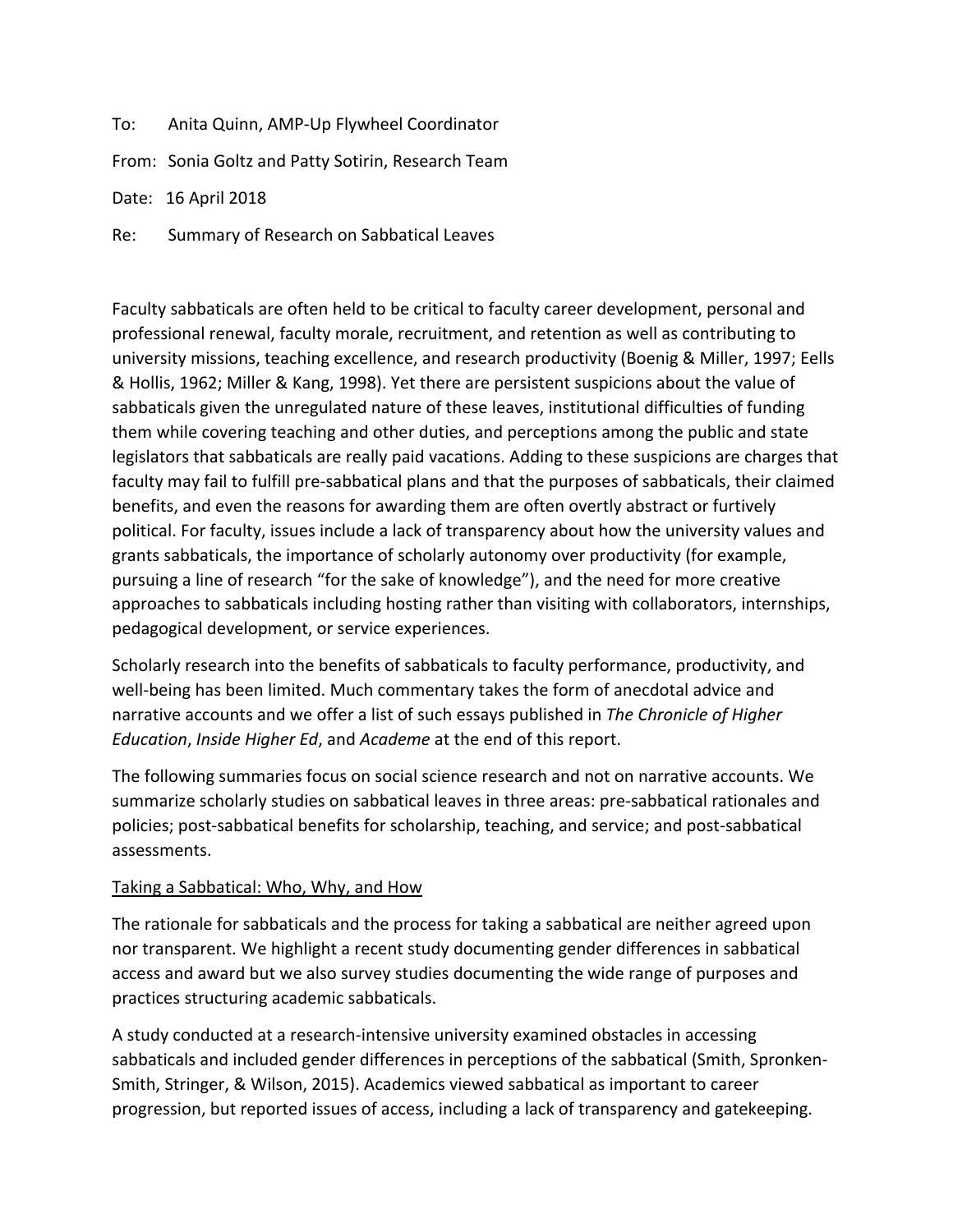To: Anita Quinn, AMP-Up Flywheel Coordinator

From: Sonia Goltz and Patty Sotirin, Research Team

Date: 16 April 2018

Re: Summary of Research on Sabbatical Leaves

Faculty sabbaticals are often held to be critical to faculty career development, personal and professional renewal, faculty morale, recruitment, and retention as well as contributing to university missions, teaching excellence, and research productivity (Boenig & Miller, 1997; Eells & Hollis, 1962; Miller & Kang, 1998). Yet there are persistent suspicions about the value of sabbaticals given the unregulated nature of these leaves, institutional difficulties of funding them while covering teaching and other duties, and perceptions among the public and state legislators that sabbaticals are really paid vacations. Adding to these suspicions are charges that faculty may fail to fulfill pre-sabbatical plans and that the purposes of sabbaticals, their claimed benefits, and even the reasons for awarding them are often overtly abstract or furtively political. For faculty, issues include a lack of transparency about how the university values and grants sabbaticals, the importance of scholarly autonomy over productivity (for example, pursuing a line of research "for the sake of knowledge"), and the need for more creative approaches to sabbaticals including hosting rather than visiting with collaborators, internships, pedagogical development, or service experiences.

Scholarly research into the benefits of sabbaticals to faculty performance, productivity, and well-being has been limited. Much commentary takes the form of anecdotal advice and narrative accounts and we offer a list of such essays published in *The Chronicle of Higher Education*, *Inside Higher Ed*, and *Academe* at the end of this report.

The following summaries focus on social science research and not on narrative accounts. We summarize scholarly studies on sabbatical leaves in three areas: pre-sabbatical rationales and policies; post-sabbatical benefits for scholarship, teaching, and service; and post-sabbatical assessments.

<u>Taking a Sabbatical: Who, Why, and How</u>

The rationale for sabbaticals and the process for taking a sabbatical are neither agreed upon nor transparent. We highlight a recent study documenting gender differences in sabbatical access and award but we also survey studies documenting the wide range of purposes and practices structuring academic sabbaticals.

A study conducted at a research-intensive university examined obstacles in accessing sabbaticals and included gender differences in perceptions of the sabbatical (Smith, Spronken-Smith, Stringer, & Wilson, 2015). Academics viewed sabbatical as important to career progression, but reported issues of access, including a lack of transparency and gatekeeping.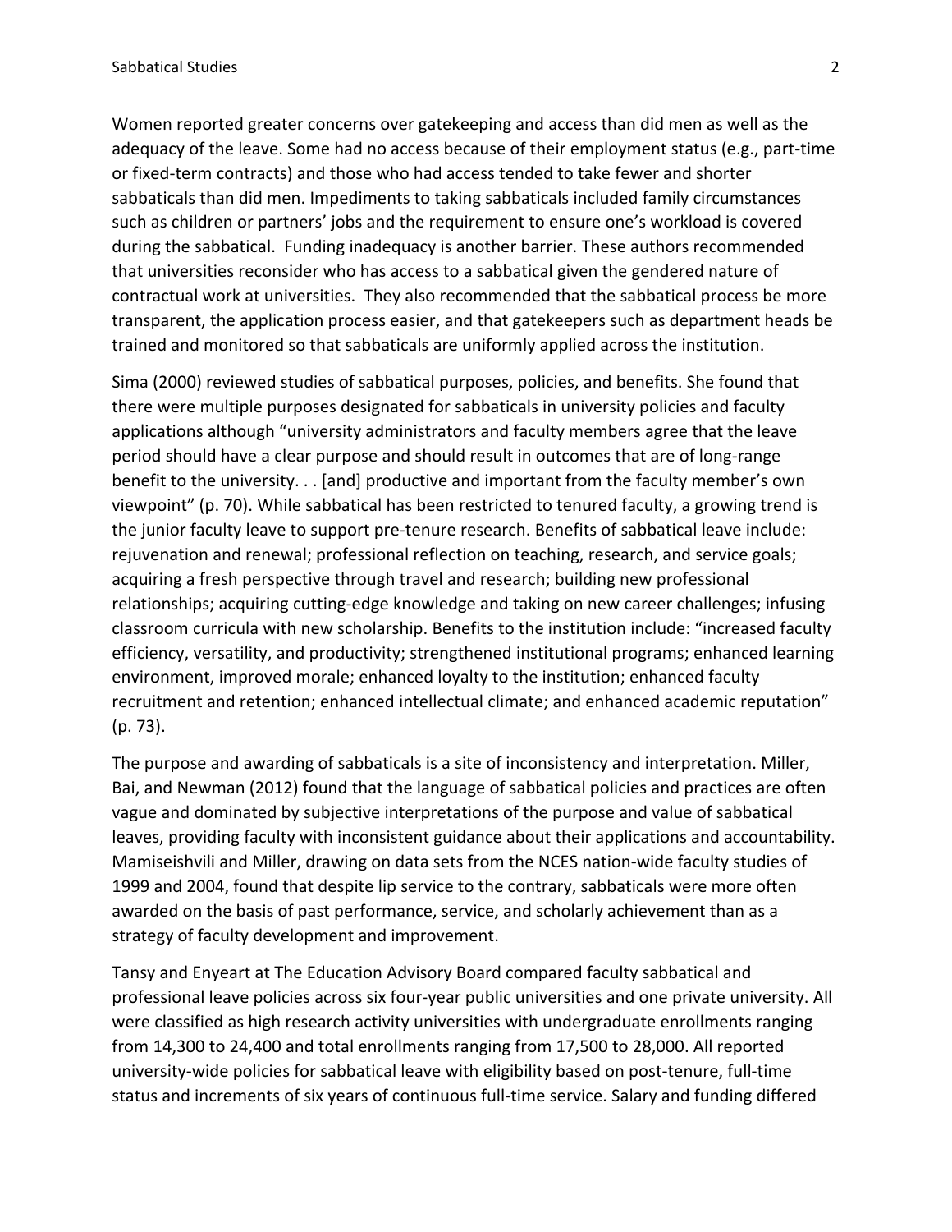Women reported greater concerns over gatekeeping and access than did men as well as the adequacy of the leave. Some had no access because of their employment status (e.g., part-time or fixed-term contracts) and those who had access tended to take fewer and shorter sabbaticals than did men. Impediments to taking sabbaticals included family circumstances such as children or partners' jobs and the requirement to ensure one's workload is covered during the sabbatical. Funding inadequacy is another barrier. These authors recommended that universities reconsider who has access to a sabbatical given the gendered nature of contractual work at universities. They also recommended that the sabbatical process be more transparent, the application process easier, and that gatekeepers such as department heads be trained and monitored so that sabbaticals are uniformly applied across the institution.

Sima (2000) reviewed studies of sabbatical purposes, policies, and benefits. She found that there were multiple purposes designated for sabbaticals in university policies and faculty applications although "university administrators and faculty members agree that the leave period should have a clear purpose and should result in outcomes that are of long-range benefit to the university. . . [and] productive and important from the faculty member's own viewpoint" (p. 70). While sabbatical has been restricted to tenured faculty, a growing trend is the junior faculty leave to support pre-tenure research. Benefits of sabbatical leave include: rejuvenation and renewal; professional reflection on teaching, research, and service goals; acquiring a fresh perspective through travel and research; building new professional relationships; acquiring cutting-edge knowledge and taking on new career challenges; infusing classroom curricula with new scholarship. Benefits to the institution include: "increased faculty efficiency, versatility, and productivity; strengthened institutional programs; enhanced learning environment, improved morale; enhanced loyalty to the institution; enhanced faculty recruitment and retention; enhanced intellectual climate; and enhanced academic reputation" (p. 73).

The purpose and awarding of sabbaticals is a site of inconsistency and interpretation. Miller, Bai, and Newman (2012) found that the language of sabbatical policies and practices are often vague and dominated by subjective interpretations of the purpose and value of sabbatical leaves, providing faculty with inconsistent guidance about their applications and accountability. Mamiseishvili and Miller, drawing on data sets from the NCES nation-wide faculty studies of 1999 and 2004, found that despite lip service to the contrary, sabbaticals were more often awarded on the basis of past performance, service, and scholarly achievement than as a strategy of faculty development and improvement.

Tansy and Enyeart at The Education Advisory Board compared faculty sabbatical and professional leave policies across six four-year public universities and one private university. All were classified as high research activity universities with undergraduate enrollments ranging from 14,300 to 24,400 and total enrollments ranging from 17,500 to 28,000. All reported university-wide policies for sabbatical leave with eligibility based on post-tenure, full-time status and increments of six years of continuous full-time service. Salary and funding differed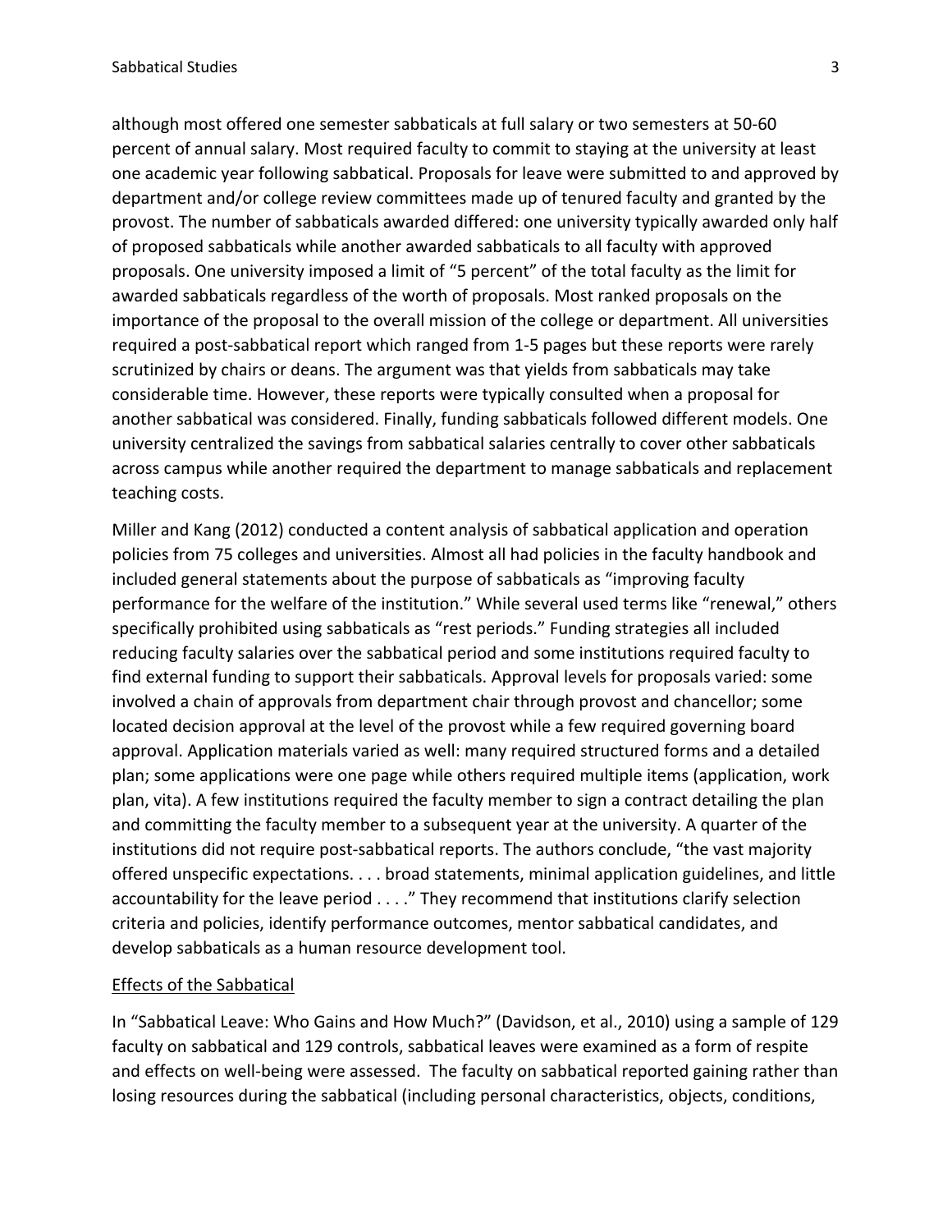although most offered one semester sabbaticals at full salary or two semesters at 50-60 percent of annual salary. Most required faculty to commit to staying at the university at least one academic year following sabbatical. Proposals for leave were submitted to and approved by department and/or college review committees made up of tenured faculty and granted by the provost. The number of sabbaticals awarded differed: one university typically awarded only half of proposed sabbaticals while another awarded sabbaticals to all faculty with approved proposals. One university imposed a limit of "5 percent" of the total faculty as the limit for awarded sabbaticals regardless of the worth of proposals. Most ranked proposals on the importance of the proposal to the overall mission of the college or department. All universities required a post-sabbatical report which ranged from 1-5 pages but these reports were rarely scrutinized by chairs or deans. The argument was that yields from sabbaticals may take considerable time. However, these reports were typically consulted when a proposal for another sabbatical was considered. Finally, funding sabbaticals followed different models. One university centralized the savings from sabbatical salaries centrally to cover other sabbaticals across campus while another required the department to manage sabbaticals and replacement teaching costs.

Miller and Kang (2012) conducted a content analysis of sabbatical application and operation policies from 75 colleges and universities. Almost all had policies in the faculty handbook and included general statements about the purpose of sabbaticals as "improving faculty performance for the welfare of the institution." While several used terms like "renewal," others specifically prohibited using sabbaticals as "rest periods." Funding strategies all included reducing faculty salaries over the sabbatical period and some institutions required faculty to find external funding to support their sabbaticals. Approval levels for proposals varied: some involved a chain of approvals from department chair through provost and chancellor; some located decision approval at the level of the provost while a few required governing board approval. Application materials varied as well: many required structured forms and a detailed plan; some applications were one page while others required multiple items (application, work plan, vita). A few institutions required the faculty member to sign a contract detailing the plan and committing the faculty member to a subsequent year at the university. A quarter of the institutions did not require post-sabbatical reports. The authors conclude, "the vast majority offered unspecific expectations. . . . broad statements, minimal application guidelines, and little accountability for the leave period . . . ." They recommend that institutions clarify selection criteria and policies, identify performance outcomes, mentor sabbatical candidates, and develop sabbaticals as a human resource development tool.

Effects of the Sabbatical

In "Sabbatical Leave: Who Gains and How Much?" (Davidson, et al., 2010) using a sample of 129 faculty on sabbatical and 129 controls, sabbatical leaves were examined as a form of respite and effects on well-being were assessed. The faculty on sabbatical reported gaining rather than losing resources during the sabbatical (including personal characteristics, objects, conditions,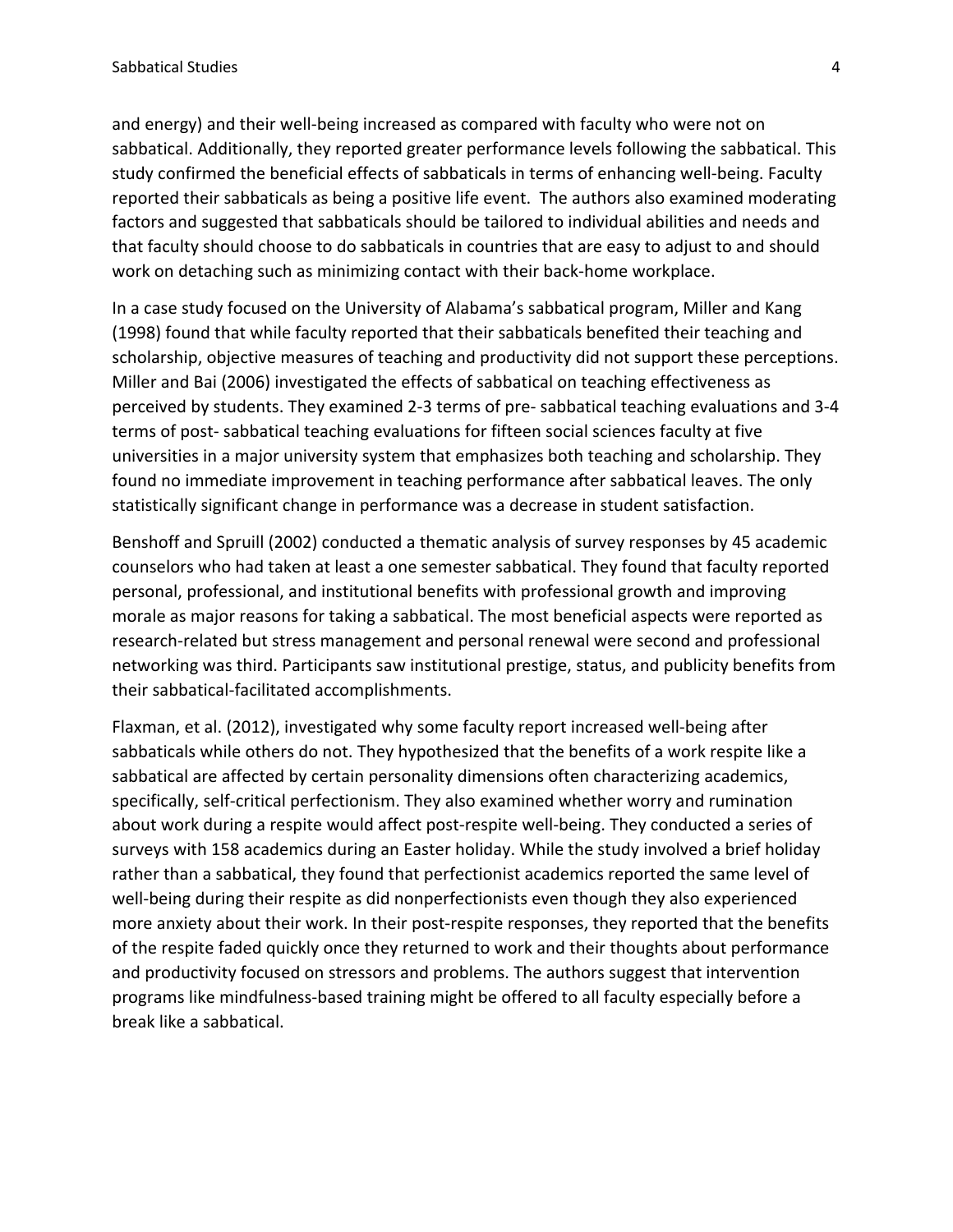and energy) and their well-being increased as compared with faculty who were not on sabbatical. Additionally, they reported greater performance levels following the sabbatical. This study confirmed the beneficial effects of sabbaticals in terms of enhancing well-being. Faculty reported their sabbaticals as being a positive life event. The authors also examined moderating factors and suggested that sabbaticals should be tailored to individual abilities and needs and that faculty should choose to do sabbaticals in countries that are easy to adjust to and should work on detaching such as minimizing contact with their back-home workplace.

In a case study focused on the University of Alabama's sabbatical program, Miller and Kang (1998) found that while faculty reported that their sabbaticals benefited their teaching and scholarship, objective measures of teaching and productivity did not support these perceptions. Miller and Bai (2006) investigated the effects of sabbatical on teaching effectiveness as perceived by students. They examined 2-3 terms of pre- sabbatical teaching evaluations and 3-4 terms of post- sabbatical teaching evaluations for fifteen social sciences faculty at five universities in a major university system that emphasizes both teaching and scholarship. They found no immediate improvement in teaching performance after sabbatical leaves. The only statistically significant change in performance was a decrease in student satisfaction.

Benshoff and Spruill (2002) conducted a thematic analysis of survey responses by 45 academic counselors who had taken at least a one semester sabbatical. They found that faculty reported personal, professional, and institutional benefits with professional growth and improving morale as major reasons for taking a sabbatical. The most beneficial aspects were reported as research-related but stress management and personal renewal were second and professional networking was third. Participants saw institutional prestige, status, and publicity benefits from their sabbatical-facilitated accomplishments.

Flaxman, et al. (2012), investigated why some faculty report increased well-being after sabbaticals while others do not. They hypothesized that the benefits of a work respite like a sabbatical are affected by certain personality dimensions often characterizing academics, specifically, self-critical perfectionism. They also examined whether worry and rumination about work during a respite would affect post-respite well-being. They conducted a series of surveys with 158 academics during an Easter holiday. While the study involved a brief holiday rather than a sabbatical, they found that perfectionist academics reported the same level of well-being during their respite as did nonperfectionists even though they also experienced more anxiety about their work. In their post-respite responses, they reported that the benefits of the respite faded quickly once they returned to work and their thoughts about performance and productivity focused on stressors and problems. The authors suggest that intervention programs like mindfulness-based training might be offered to all faculty especially before a break like a sabbatical.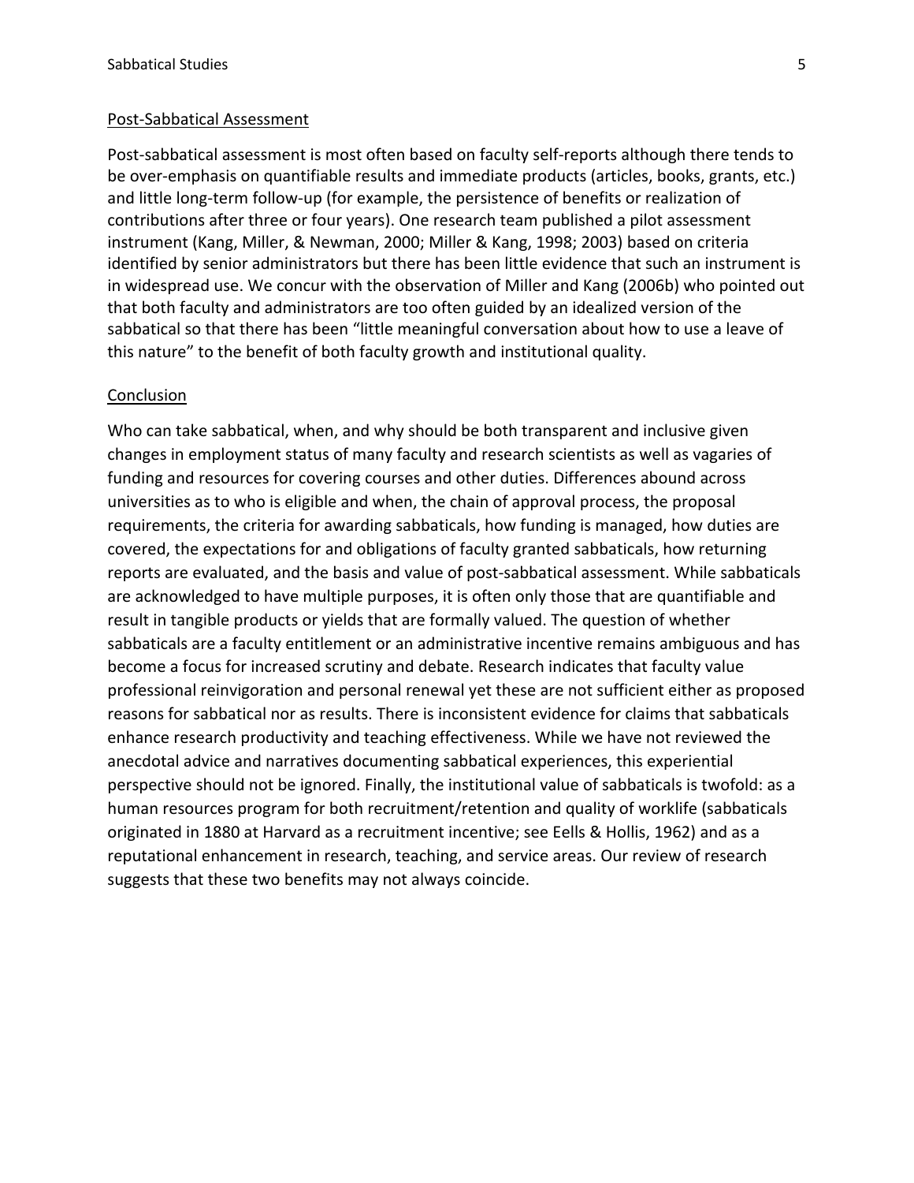## Post-Sabbatical Assessment

Post-sabbatical assessment is most often based on faculty self-reports although there tends to be over-emphasis on quantifiable results and immediate products (articles, books, grants, etc.) and little long-term follow-up (for example, the persistence of benefits or realization of contributions after three or four years). One research team published a pilot assessment instrument (Kang, Miller, & Newman, 2000; Miller & Kang, 1998; 2003) based on criteria identified by senior administrators but there has been little evidence that such an instrument is in widespread use. We concur with the observation of Miller and Kang (2006b) who pointed out that both faculty and administrators are too often guided by an idealized version of the sabbatical so that there has been "little meaningful conversation about how to use a leave of this nature" to the benefit of both faculty growth and institutional quality.

## Conclusion

Who can take sabbatical, when, and why should be both transparent and inclusive given changes in employment status of many faculty and research scientists as well as vagaries of funding and resources for covering courses and other duties. Differences abound across universities as to who is eligible and when, the chain of approval process, the proposal requirements, the criteria for awarding sabbaticals, how funding is managed, how duties are covered, the expectations for and obligations of faculty granted sabbaticals, how returning reports are evaluated, and the basis and value of post-sabbatical assessment. While sabbaticals are acknowledged to have multiple purposes, it is often only those that are quantifiable and result in tangible products or yields that are formally valued. The question of whether sabbaticals are a faculty entitlement or an administrative incentive remains ambiguous and has become a focus for increased scrutiny and debate. Research indicates that faculty value professional reinvigoration and personal renewal yet these are not sufficient either as proposed reasons for sabbatical nor as results. There is inconsistent evidence for claims that sabbaticals enhance research productivity and teaching effectiveness. While we have not reviewed the anecdotal advice and narratives documenting sabbatical experiences, this experiential perspective should not be ignored. Finally, the institutional value of sabbaticals is twofold: as a human resources program for both recruitment/retention and quality of worklife (sabbaticals originated in 1880 at Harvard as a recruitment incentive; see Eells & Hollis, 1962) and as a reputational enhancement in research, teaching, and service areas. Our review of research suggests that these two benefits may not always coincide.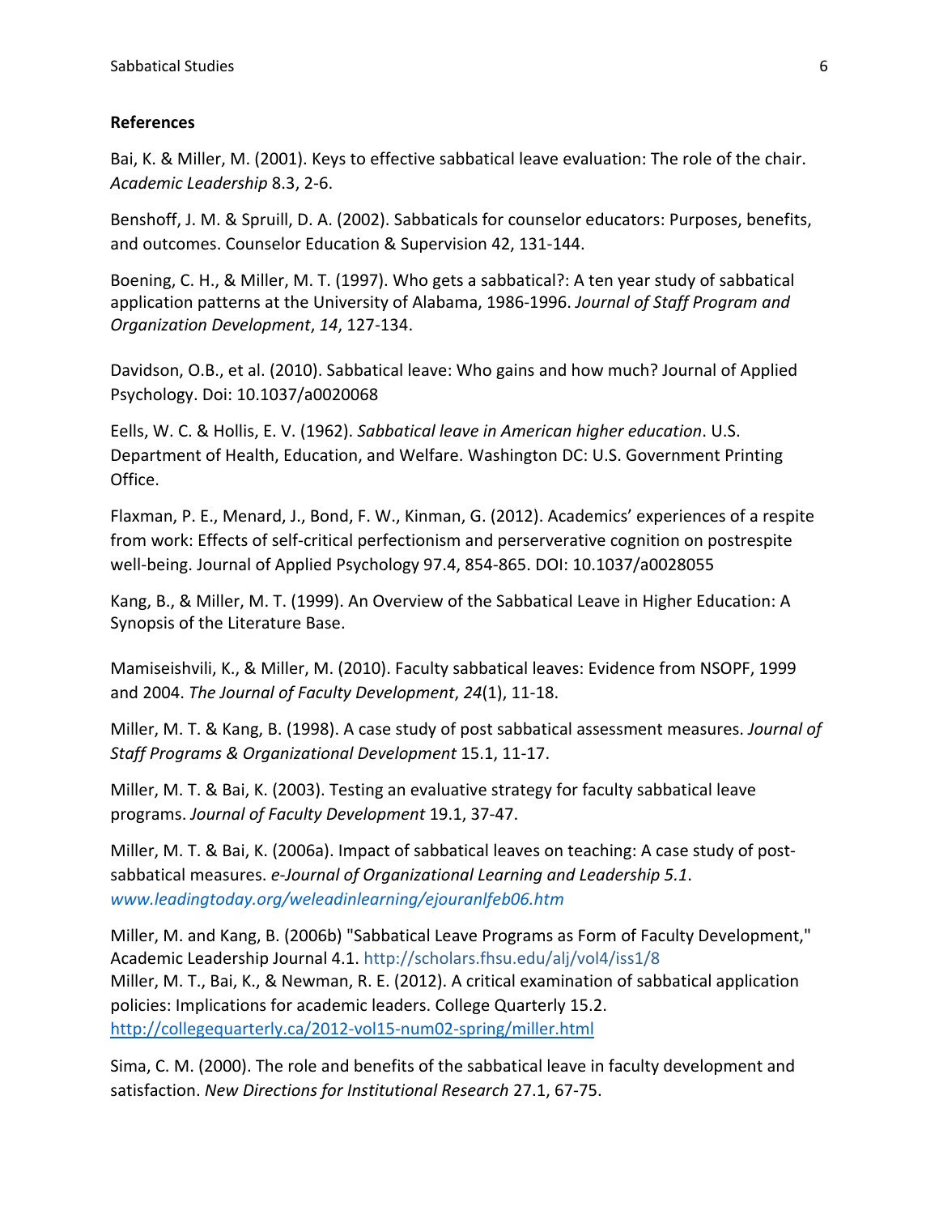**References**

Bai, K. & Miller, M. (2001). Keys to effective sabbatical leave evaluation: The role of the chair. *Academic Leadership* 8.3, 2-6.

Benshoff, J. M. & Spruill, D. A. (2002). Sabbaticals for counselor educators: Purposes, benefits, and outcomes. Counselor Education & Supervision 42, 131-144.

Boening, C. H., & Miller, M. T. (1997). Who gets a sabbatical?: A ten year study of sabbatical application patterns at the University of Alabama, 1986-1996. *Journal of Staff Program and Organization Development*, *14*, 127-134.

Davidson, O.B., et al. (2010). Sabbatical leave: Who gains and how much? Journal of Applied Psychology. Doi: 10.1037/a0020068

Eells, W. C. & Hollis, E. V. (1962). *Sabbatical leave in American higher education*. U.S. Department of Health, Education, and Welfare. Washington DC: U.S. Government Printing Office.

Flaxman, P. E., Menard, J., Bond, F. W., Kinman, G. (2012). Academics' experiences of a respite from work: Effects of self-critical perfectionism and perserverative cognition on postrespite well-being. Journal of Applied Psychology 97.4, 854-865. DOI: 10.1037/a0028055

Kang, B., & Miller, M. T. (1999). An Overview of the Sabbatical Leave in Higher Education: A Synopsis of the Literature Base.

Mamiseishvili, K., & Miller, M. (2010). Faculty sabbatical leaves: Evidence from NSOPF, 1999 and 2004. *The Journal of Faculty Development*, *24*(1), 11-18.

Miller, M. T. & Kang, B. (1998). A case study of post sabbatical assessment measures. *Journal of Staff Programs & Organizational Development* 15.1, 11-17.

Miller, M. T. & Bai, K. (2003). Testing an evaluative strategy for faculty sabbatical leave programs. *Journal of Faculty Development* 19.1, 37-47.

Miller, M. T. & Bai, K. (2006a). Impact of sabbatical leaves on teaching: A case study of post-sabbatical measures. *e-Journal of Organizational Learning and Leadership 5.1*. *www.leadingtoday.org/weleadinlearning/ejouranlfeb06.htm*

Miller, M. and Kang, B. (2006b) "Sabbatical Leave Programs as Form of Faculty Development," Academic Leadership Journal 4.1. http://scholars.fhsu.edu/alj/vol4/iss1/8

Miller, M. T., Bai, K., & Newman, R. E. (2012). A critical examination of sabbatical application policies: Implications for academic leaders. College Quarterly 15.2. http://collegequarterly.ca/2012-vol15-num02-spring/miller.html

Sima, C. M. (2000). The role and benefits of the sabbatical leave in faculty development and satisfaction. *New Directions for Institutional Research* 27.1, 67-75.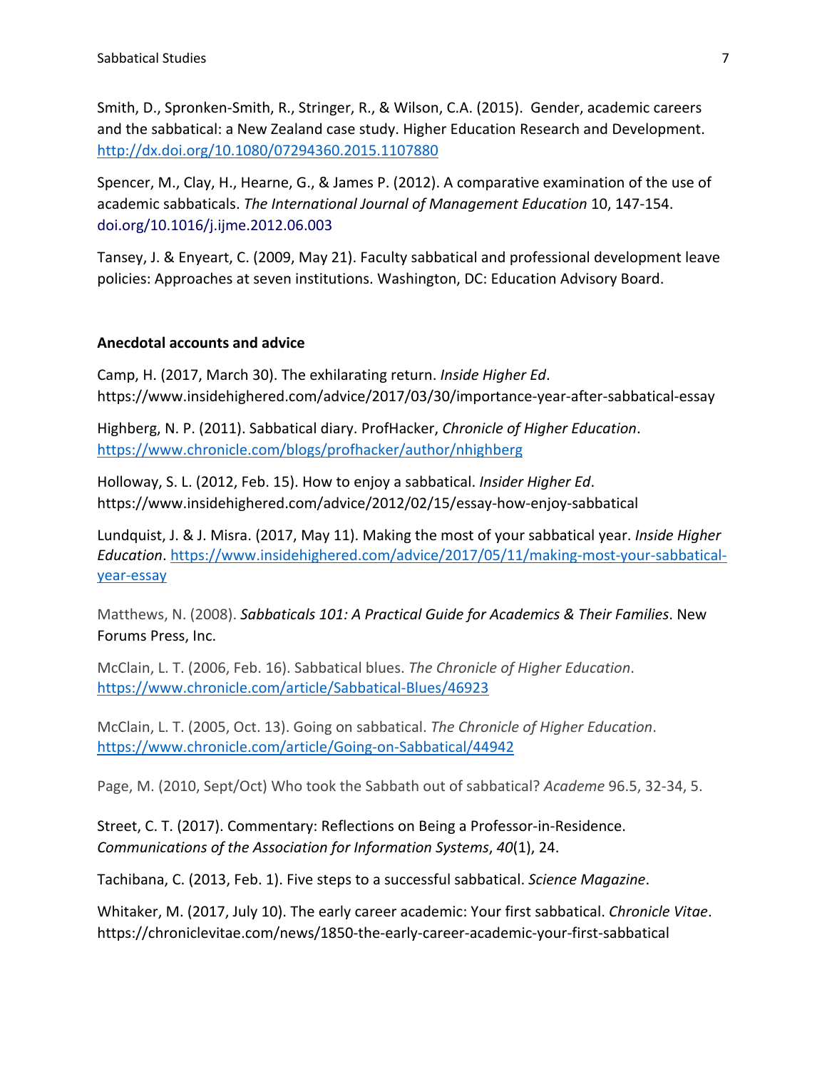Smith, D., Spronken-Smith, R., Stringer, R., & Wilson, C.A. (2015). Gender, academic careers and the sabbatical: a New Zealand case study. Higher Education Research and Development. http://dx.doi.org/10.1080/07294360.2015.1107880

Spencer, M., Clay, H., Hearne, G., & James P. (2012). A comparative examination of the use of academic sabbaticals. *The International Journal of Management Education* 10, 147-154. doi.org/10.1016/j.ijme.2012.06.003

Tansey, J. & Enyeart, C. (2009, May 21). Faculty sabbatical and professional development leave policies: Approaches at seven institutions. Washington, DC: Education Advisory Board.

**Anecdotal accounts and advice**

Camp, H. (2017, March 30). The exhilarating return. *Inside Higher Ed*. https://www.insidehighered.com/advice/2017/03/30/importance-year-after-sabbatical-essay

Highberg, N. P. (2011). Sabbatical diary. ProfHacker, *Chronicle of Higher Education*. https://www.chronicle.com/blogs/profhacker/author/nhighberg

Holloway, S. L. (2012, Feb. 15). How to enjoy a sabbatical. *Insider Higher Ed*. https://www.insidehighered.com/advice/2012/02/15/essay-how-enjoy-sabbatical

Lundquist, J. & J. Misra. (2017, May 11). Making the most of your sabbatical year. *Inside Higher Education*. https://www.insidehighered.com/advice/2017/05/11/making-most-your-sabbatical-year-essay

Matthews, N. (2008). ***Sabbaticals 101: A Practical Guide for Academics & Their Families***. New Forums Press, Inc.

McClain, L. T. (2006, Feb. 16). Sabbatical blues. *The Chronicle of Higher Education*. https://www.chronicle.com/article/Sabbatical-Blues/46923

McClain, L. T. (2005, Oct. 13). Going on sabbatical. *The Chronicle of Higher Education*. https://www.chronicle.com/article/Going-on-Sabbatical/44942

Page, M. (2010, Sept/Oct) Who took the Sabbath out of sabbatical? *Academe* 96.5, 32-34, 5.

Street, C. T. (2017). Commentary: Reflections on Being a Professor-in-Residence. *Communications of the Association for Information Systems*, *40*(1), 24.

Tachibana, C. (2013, Feb. 1). Five steps to a successful sabbatical. *Science Magazine*.

Whitaker, M. (2017, July 10). The early career academic: Your first sabbatical. *Chronicle Vitae*. https://chroniclevitae.com/news/1850-the-early-career-academic-your-first-sabbatical